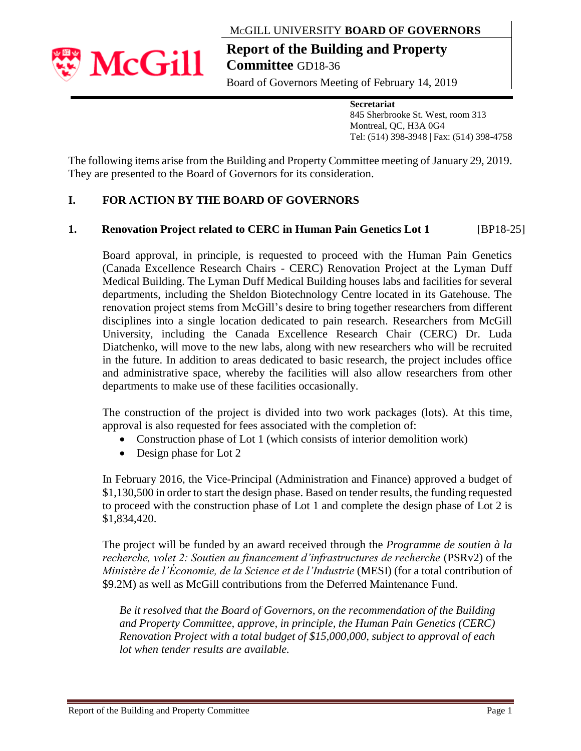McGILL UNIVERSITY **BOARD OF GOVERNORS**

# Report of the Building and Property Committee GD18-36

Board of Governors Meeting of February 14, 2019

**Secretariat**
845 Sherbrooke St. West, room 313
Montreal, QC, H3A 0G4
Tel: (514) 398-3948 | Fax: (514) 398-4758

The following items arise from the Building and Property Committee meeting of January 29, 2019. They are presented to the Board of Governors for its consideration.

## I. FOR ACTION BY THE BOARD OF GOVERNORS

### 1. Renovation Project related to CERC in Human Pain Genetics Lot 1 [BP18-25]

Board approval, in principle, is requested to proceed with the Human Pain Genetics (Canada Excellence Research Chairs - CERC) Renovation Project at the Lyman Duff Medical Building. The Lyman Duff Medical Building houses labs and facilities for several departments, including the Sheldon Biotechnology Centre located in its Gatehouse. The renovation project stems from McGill's desire to bring together researchers from different disciplines into a single location dedicated to pain research. Researchers from McGill University, including the Canada Excellence Research Chair (CERC) Dr. Luda Diatchenko, will move to the new labs, along with new researchers who will be recruited in the future. In addition to areas dedicated to basic research, the project includes office and administrative space, whereby the facilities will also allow researchers from other departments to make use of these facilities occasionally.

The construction of the project is divided into two work packages (lots). At this time, approval is also requested for fees associated with the completion of:

- Construction phase of Lot 1 (which consists of interior demolition work)
- Design phase for Lot 2

In February 2016, the Vice-Principal (Administration and Finance) approved a budget of $1,130,500 in order to start the design phase. Based on tender results, the funding requested to proceed with the construction phase of Lot 1 and complete the design phase of Lot 2 is $1,834,420.

The project will be funded by an award received through the *Programme de soutien à la recherche, volet 2: Soutien au financement d'infrastructures de recherche* (PSRv2) of the *Ministère de l'Économie, de la Science et de l'Industrie* (MESI) (for a total contribution of $9.2M) as well as McGill contributions from the Deferred Maintenance Fund.

*Be it resolved that the Board of Governors, on the recommendation of the Building and Property Committee, approve, in principle, the Human Pain Genetics (CERC) Renovation Project with a total budget of $15,000,000, subject to approval of each lot when tender results are available.*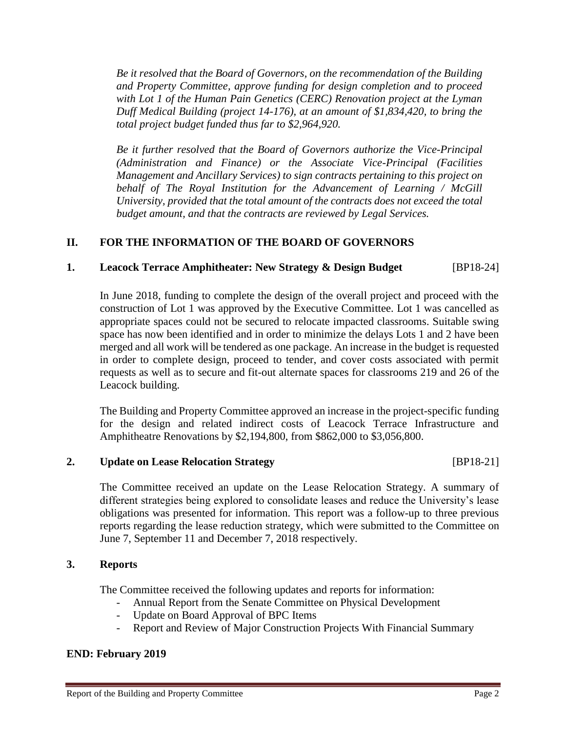*Be it resolved that the Board of Governors, on the recommendation of the Building and Property Committee, approve funding for design completion and to proceed with Lot 1 of the Human Pain Genetics (CERC) Renovation project at the Lyman Duff Medical Building (project 14-176), at an amount of $1,834,420, to bring the total project budget funded thus far to $2,964,920.*

*Be it further resolved that the Board of Governors authorize the Vice-Principal (Administration and Finance) or the Associate Vice-Principal (Facilities Management and Ancillary Services) to sign contracts pertaining to this project on behalf of The Royal Institution for the Advancement of Learning / McGill University, provided that the total amount of the contracts does not exceed the total budget amount, and that the contracts are reviewed by Legal Services.*

## II. FOR THE INFORMATION OF THE BOARD OF GOVERNORS

### 1. Leacock Terrace Amphitheater: New Strategy & Design Budget [BP18-24]

In June 2018, funding to complete the design of the overall project and proceed with the construction of Lot 1 was approved by the Executive Committee. Lot 1 was cancelled as appropriate spaces could not be secured to relocate impacted classrooms. Suitable swing space has now been identified and in order to minimize the delays Lots 1 and 2 have been merged and all work will be tendered as one package. An increase in the budget is requested in order to complete design, proceed to tender, and cover costs associated with permit requests as well as to secure and fit-out alternate spaces for classrooms 219 and 26 of the Leacock building.

The Building and Property Committee approved an increase in the project-specific funding for the design and related indirect costs of Leacock Terrace Infrastructure and Amphitheatre Renovations by $2,194,800, from $862,000 to $3,056,800.

### 2. Update on Lease Relocation Strategy [BP18-21]

The Committee received an update on the Lease Relocation Strategy. A summary of different strategies being explored to consolidate leases and reduce the University's lease obligations was presented for information. This report was a follow-up to three previous reports regarding the lease reduction strategy, which were submitted to the Committee on June 7, September 11 and December 7, 2018 respectively.

### 3. Reports

The Committee received the following updates and reports for information:

- Annual Report from the Senate Committee on Physical Development
- Update on Board Approval of BPC Items
- Report and Review of Major Construction Projects With Financial Summary

**END: February 2019**